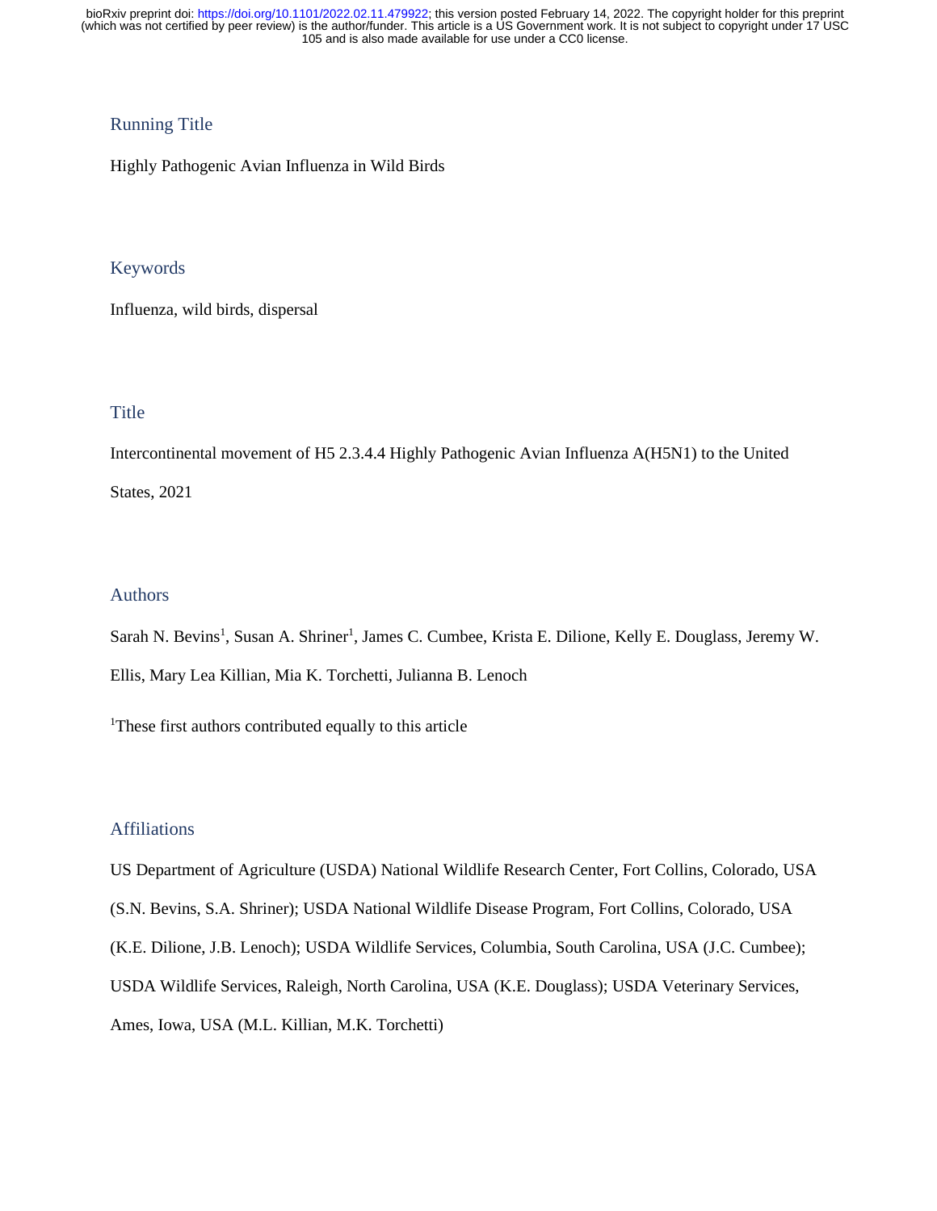## Running Title

Highly Pathogenic Avian Influenza in Wild Birds

## Keywords

Influenza, wild birds, dispersal

## Title

Intercontinental movement of H5 2.3.4.4 Highly Pathogenic Avian Influenza A(H5N1) to the United States, 2021

## Authors

Sarah N. Bevins[1], Susan A. Shriner[1], James C. Cumbee, Krista E. Dilione, Kelly E. Douglass, Jeremy W. Ellis, Mary Lea Killian, Mia K. Torchetti, Julianna B. Lenoch

[1]These first authors contributed equally to this article

## Affiliations

US Department of Agriculture (USDA) National Wildlife Research Center, Fort Collins, Colorado, USA (S.N. Bevins, S.A. Shriner); USDA National Wildlife Disease Program, Fort Collins, Colorado, USA (K.E. Dilione, J.B. Lenoch); USDA Wildlife Services, Columbia, South Carolina, USA (J.C. Cumbee); USDA Wildlife Services, Raleigh, North Carolina, USA (K.E. Douglass); USDA Veterinary Services, Ames, Iowa, USA (M.L. Killian, M.K. Torchetti)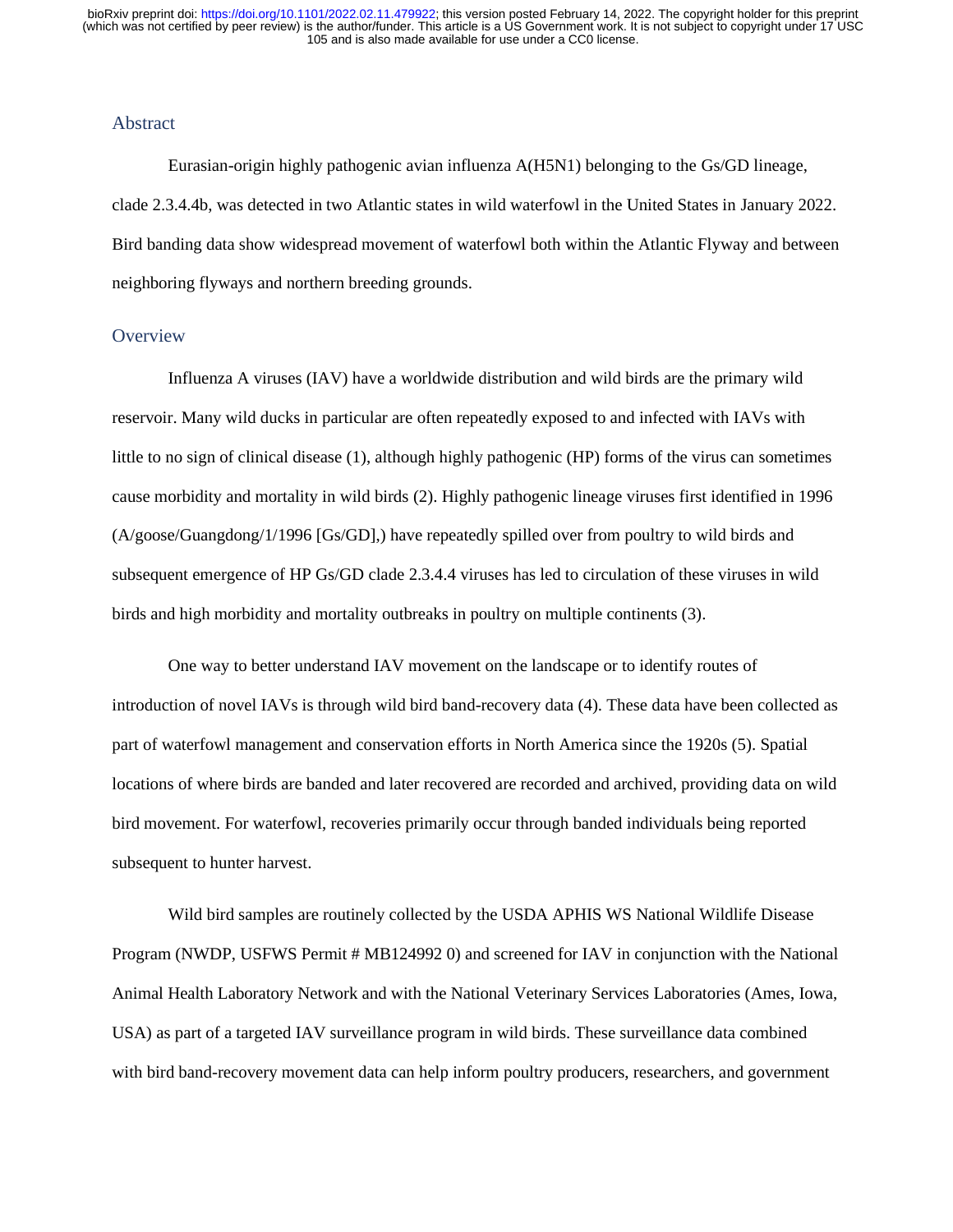## Abstract

Eurasian-origin highly pathogenic avian influenza A(H5N1) belonging to the Gs/GD lineage, clade 2.3.4.4b, was detected in two Atlantic states in wild waterfowl in the United States in January 2022. Bird banding data show widespread movement of waterfowl both within the Atlantic Flyway and between neighboring flyways and northern breeding grounds.

## Overview

Influenza A viruses (IAV) have a worldwide distribution and wild birds are the primary wild reservoir. Many wild ducks in particular are often repeatedly exposed to and infected with IAVs with little to no sign of clinical disease (1), although highly pathogenic (HP) forms of the virus can sometimes cause morbidity and mortality in wild birds (2). Highly pathogenic lineage viruses first identified in 1996 (A/goose/Guangdong/1/1996 [Gs/GD],) have repeatedly spilled over from poultry to wild birds and subsequent emergence of HP Gs/GD clade 2.3.4.4 viruses has led to circulation of these viruses in wild birds and high morbidity and mortality outbreaks in poultry on multiple continents (3).

One way to better understand IAV movement on the landscape or to identify routes of introduction of novel IAVs is through wild bird band-recovery data (4). These data have been collected as part of waterfowl management and conservation efforts in North America since the 1920s (5). Spatial locations of where birds are banded and later recovered are recorded and archived, providing data on wild bird movement. For waterfowl, recoveries primarily occur through banded individuals being reported subsequent to hunter harvest.

Wild bird samples are routinely collected by the USDA APHIS WS National Wildlife Disease Program (NWDP, USFWS Permit # MB124992 0) and screened for IAV in conjunction with the National Animal Health Laboratory Network and with the National Veterinary Services Laboratories (Ames, Iowa, USA) as part of a targeted IAV surveillance program in wild birds. These surveillance data combined with bird band-recovery movement data can help inform poultry producers, researchers, and government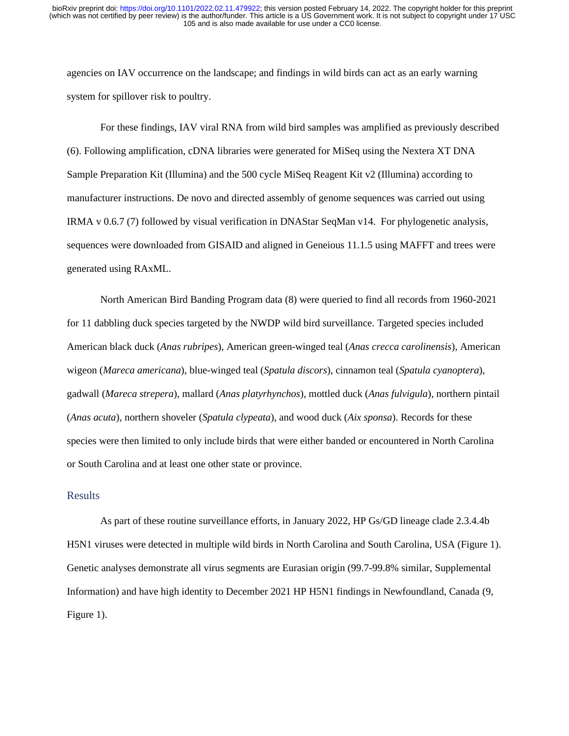agencies on IAV occurrence on the landscape; and findings in wild birds can act as an early warning system for spillover risk to poultry.

For these findings, IAV viral RNA from wild bird samples was amplified as previously described (6). Following amplification, cDNA libraries were generated for MiSeq using the Nextera XT DNA Sample Preparation Kit (Illumina) and the 500 cycle MiSeq Reagent Kit v2 (Illumina) according to manufacturer instructions. De novo and directed assembly of genome sequences was carried out using IRMA v 0.6.7 (7) followed by visual verification in DNAStar SeqMan v14. For phylogenetic analysis, sequences were downloaded from GISAID and aligned in Geneious 11.1.5 using MAFFT and trees were generated using RAxML.

North American Bird Banding Program data (8) were queried to find all records from 1960-2021 for 11 dabbling duck species targeted by the NWDP wild bird surveillance. Targeted species included American black duck (*Anas rubripes*), American green-winged teal (*Anas crecca carolinensis*), American wigeon (*Mareca americana*), blue-winged teal (*Spatula discors*), cinnamon teal (*Spatula cyanoptera*), gadwall (*Mareca strepera*), mallard (*Anas platyrhynchos*), mottled duck (*Anas fulvigula*), northern pintail (*Anas acuta*), northern shoveler (*Spatula clypeata*), and wood duck (*Aix sponsa*). Records for these species were then limited to only include birds that were either banded or encountered in North Carolina or South Carolina and at least one other state or province.

## Results

As part of these routine surveillance efforts, in January 2022, HP Gs/GD lineage clade 2.3.4.4b H5N1 viruses were detected in multiple wild birds in North Carolina and South Carolina, USA (Figure 1). Genetic analyses demonstrate all virus segments are Eurasian origin (99.7-99.8% similar, Supplemental Information) and have high identity to December 2021 HP H5N1 findings in Newfoundland, Canada (9, Figure 1).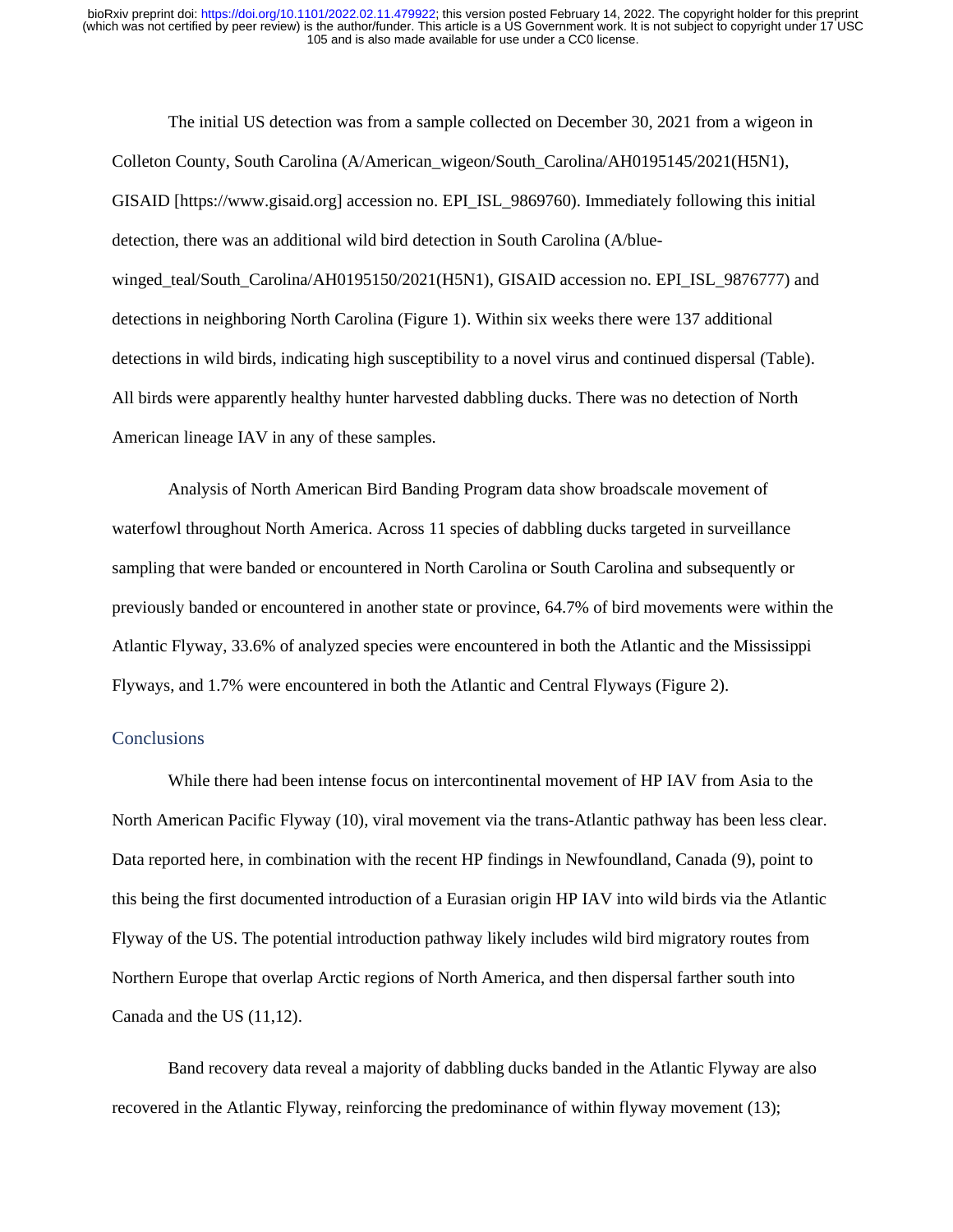The initial US detection was from a sample collected on December 30, 2021 from a wigeon in Colleton County, South Carolina (A/American_wigeon/South_Carolina/AH0195145/2021(H5N1), GISAID [https://www.gisaid.org] accession no. EPI_ISL_9869760). Immediately following this initial detection, there was an additional wild bird detection in South Carolina (A/blue-winged_teal/South_Carolina/AH0195150/2021(H5N1), GISAID accession no. EPI_ISL_9876777) and detections in neighboring North Carolina (Figure 1). Within six weeks there were 137 additional detections in wild birds, indicating high susceptibility to a novel virus and continued dispersal (Table). All birds were apparently healthy hunter harvested dabbling ducks. There was no detection of North American lineage IAV in any of these samples.

Analysis of North American Bird Banding Program data show broadscale movement of waterfowl throughout North America. Across 11 species of dabbling ducks targeted in surveillance sampling that were banded or encountered in North Carolina or South Carolina and subsequently or previously banded or encountered in another state or province, 64.7% of bird movements were within the Atlantic Flyway, 33.6% of analyzed species were encountered in both the Atlantic and the Mississippi Flyways, and 1.7% were encountered in both the Atlantic and Central Flyways (Figure 2).

## Conclusions

While there had been intense focus on intercontinental movement of HP IAV from Asia to the North American Pacific Flyway (10), viral movement via the trans-Atlantic pathway has been less clear. Data reported here, in combination with the recent HP findings in Newfoundland, Canada (9), point to this being the first documented introduction of a Eurasian origin HP IAV into wild birds via the Atlantic Flyway of the US. The potential introduction pathway likely includes wild bird migratory routes from Northern Europe that overlap Arctic regions of North America, and then dispersal farther south into Canada and the US (11,12).

Band recovery data reveal a majority of dabbling ducks banded in the Atlantic Flyway are also recovered in the Atlantic Flyway, reinforcing the predominance of within flyway movement (13);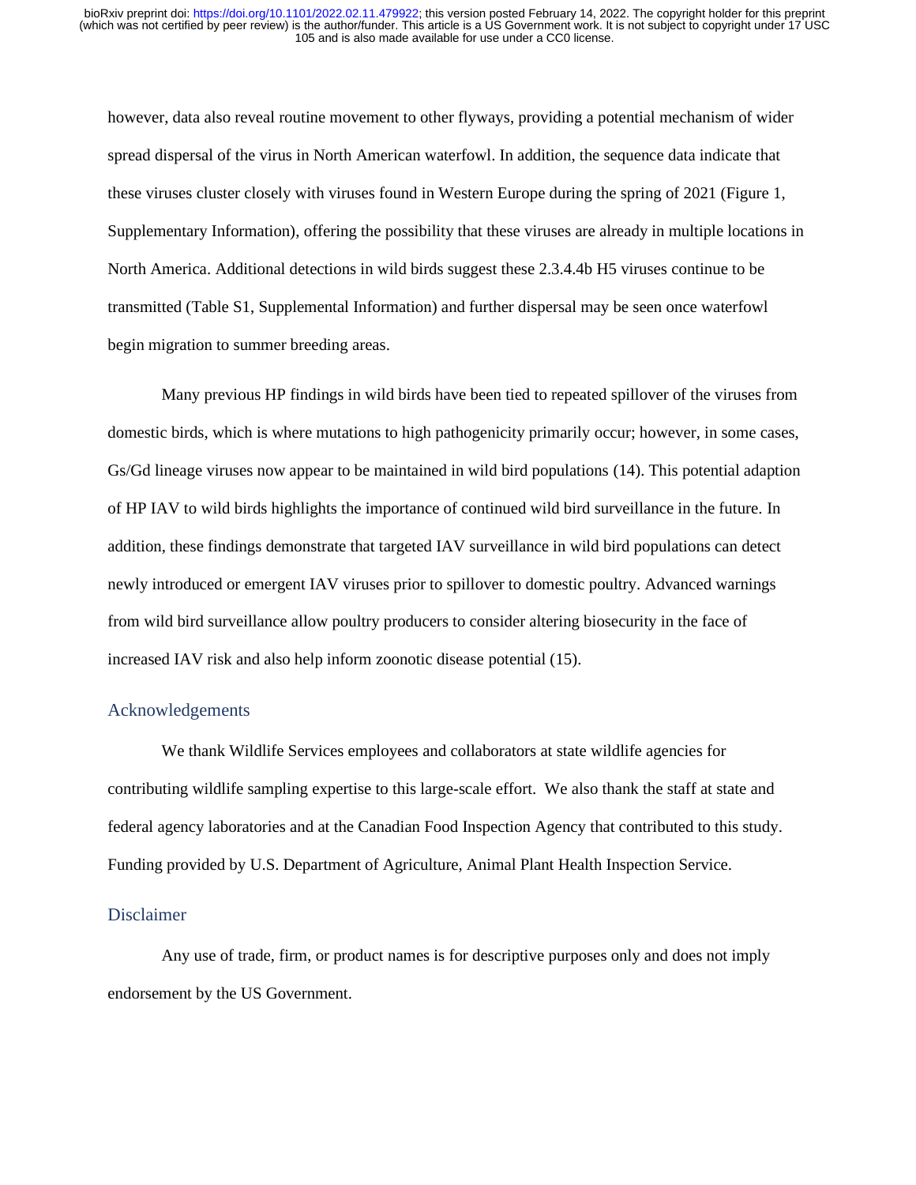however, data also reveal routine movement to other flyways, providing a potential mechanism of wider spread dispersal of the virus in North American waterfowl. In addition, the sequence data indicate that these viruses cluster closely with viruses found in Western Europe during the spring of 2021 (Figure 1, Supplementary Information), offering the possibility that these viruses are already in multiple locations in North America. Additional detections in wild birds suggest these 2.3.4.4b H5 viruses continue to be transmitted (Table S1, Supplemental Information) and further dispersal may be seen once waterfowl begin migration to summer breeding areas.

Many previous HP findings in wild birds have been tied to repeated spillover of the viruses from domestic birds, which is where mutations to high pathogenicity primarily occur; however, in some cases, Gs/Gd lineage viruses now appear to be maintained in wild bird populations (14). This potential adaption of HP IAV to wild birds highlights the importance of continued wild bird surveillance in the future. In addition, these findings demonstrate that targeted IAV surveillance in wild bird populations can detect newly introduced or emergent IAV viruses prior to spillover to domestic poultry. Advanced warnings from wild bird surveillance allow poultry producers to consider altering biosecurity in the face of increased IAV risk and also help inform zoonotic disease potential (15).

## Acknowledgements

We thank Wildlife Services employees and collaborators at state wildlife agencies for contributing wildlife sampling expertise to this large-scale effort. We also thank the staff at state and federal agency laboratories and at the Canadian Food Inspection Agency that contributed to this study. Funding provided by U.S. Department of Agriculture, Animal Plant Health Inspection Service.

## Disclaimer

Any use of trade, firm, or product names is for descriptive purposes only and does not imply endorsement by the US Government.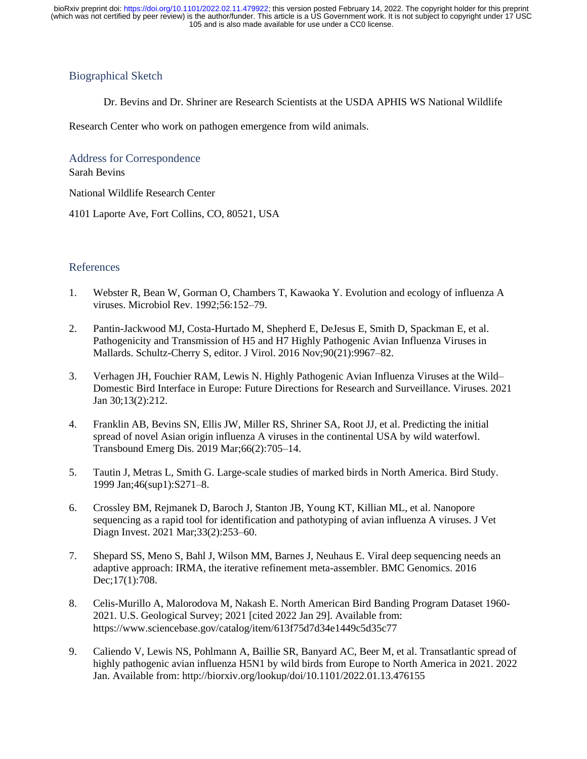## Biographical Sketch

Dr. Bevins and Dr. Shriner are Research Scientists at the USDA APHIS WS National Wildlife Research Center who work on pathogen emergence from wild animals.

## Address for Correspondence

Sarah Bevins

National Wildlife Research Center

4101 Laporte Ave, Fort Collins, CO, 80521, USA

## References

1. Webster R, Bean W, Gorman O, Chambers T, Kawaoka Y. Evolution and ecology of influenza A viruses. Microbiol Rev. 1992;56:152–79.
2. Pantin-Jackwood MJ, Costa-Hurtado M, Shepherd E, DeJesus E, Smith D, Spackman E, et al. Pathogenicity and Transmission of H5 and H7 Highly Pathogenic Avian Influenza Viruses in Mallards. Schultz-Cherry S, editor. J Virol. 2016 Nov;90(21):9967–82.
3. Verhagen JH, Fouchier RAM, Lewis N. Highly Pathogenic Avian Influenza Viruses at the Wild–Domestic Bird Interface in Europe: Future Directions for Research and Surveillance. Viruses. 2021 Jan 30;13(2):212.
4. Franklin AB, Bevins SN, Ellis JW, Miller RS, Shriner SA, Root JJ, et al. Predicting the initial spread of novel Asian origin influenza A viruses in the continental USA by wild waterfowl. Transbound Emerg Dis. 2019 Mar;66(2):705–14.
5. Tautin J, Metras L, Smith G. Large-scale studies of marked birds in North America. Bird Study. 1999 Jan;46(sup1):S271–8.
6. Crossley BM, Rejmanek D, Baroch J, Stanton JB, Young KT, Killian ML, et al. Nanopore sequencing as a rapid tool for identification and pathotyping of avian influenza A viruses. J Vet Diagn Invest. 2021 Mar;33(2):253–60.
7. Shepard SS, Meno S, Bahl J, Wilson MM, Barnes J, Neuhaus E. Viral deep sequencing needs an adaptive approach: IRMA, the iterative refinement meta-assembler. BMC Genomics. 2016 Dec;17(1):708.
8. Celis-Murillo A, Malorodova M, Nakash E. North American Bird Banding Program Dataset 1960-2021. U.S. Geological Survey; 2021 [cited 2022 Jan 29]. Available from: https://www.sciencebase.gov/catalog/item/613f75d7d34e1449c5d35c77
9. Caliendo V, Lewis NS, Pohlmann A, Baillie SR, Banyard AC, Beer M, et al. Transatlantic spread of highly pathogenic avian influenza H5N1 by wild birds from Europe to North America in 2021. 2022 Jan. Available from: http://biorxiv.org/lookup/doi/10.1101/2022.01.13.476155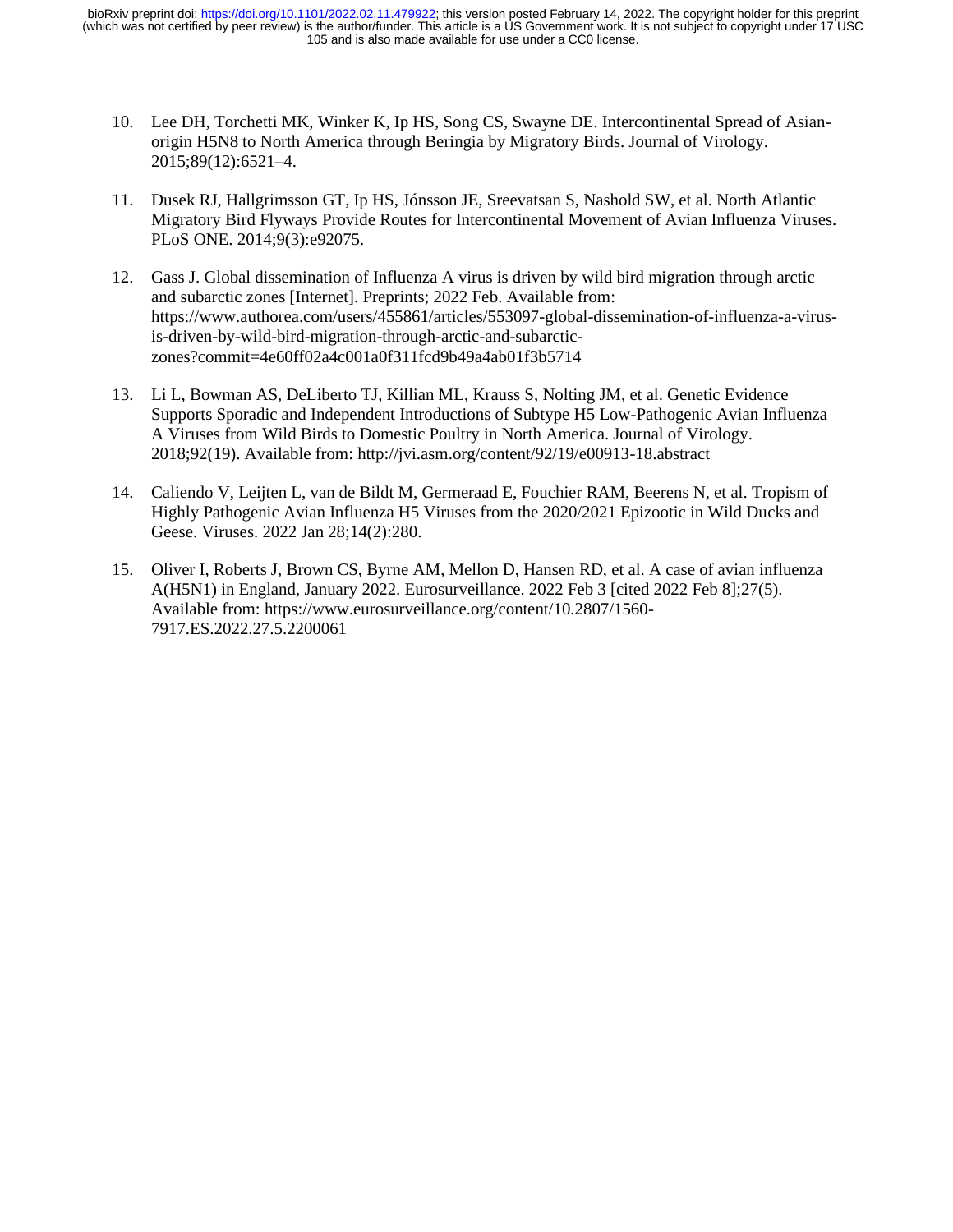10. Lee DH, Torchetti MK, Winker K, Ip HS, Song CS, Swayne DE. Intercontinental Spread of Asian-origin H5N8 to North America through Beringia by Migratory Birds. Journal of Virology. 2015;89(12):6521–4.

11. Dusek RJ, Hallgrimsson GT, Ip HS, Jónsson JE, Sreevatsan S, Nashold SW, et al. North Atlantic Migratory Bird Flyways Provide Routes for Intercontinental Movement of Avian Influenza Viruses. PLoS ONE. 2014;9(3):e92075.

12. Gass J. Global dissemination of Influenza A virus is driven by wild bird migration through arctic and subarctic zones [Internet]. Preprints; 2022 Feb. Available from: https://www.authorea.com/users/455861/articles/553097-global-dissemination-of-influenza-a-virus-is-driven-by-wild-bird-migration-through-arctic-and-subarctic-zones?commit=4e60ff02a4c001a0f311fcd9b49a4ab01f3b5714

13. Li L, Bowman AS, DeLiberto TJ, Killian ML, Krauss S, Nolting JM, et al. Genetic Evidence Supports Sporadic and Independent Introductions of Subtype H5 Low-Pathogenic Avian Influenza A Viruses from Wild Birds to Domestic Poultry in North America. Journal of Virology. 2018;92(19). Available from: http://jvi.asm.org/content/92/19/e00913-18.abstract

14. Caliendo V, Leijten L, van de Bildt M, Germeraad E, Fouchier RAM, Beerens N, et al. Tropism of Highly Pathogenic Avian Influenza H5 Viruses from the 2020/2021 Epizootic in Wild Ducks and Geese. Viruses. 2022 Jan 28;14(2):280.

15. Oliver I, Roberts J, Brown CS, Byrne AM, Mellon D, Hansen RD, et al. A case of avian influenza A(H5N1) in England, January 2022. Eurosurveillance. 2022 Feb 3 [cited 2022 Feb 8];27(5). Available from: https://www.eurosurveillance.org/content/10.2807/1560-7917.ES.2022.27.5.2200061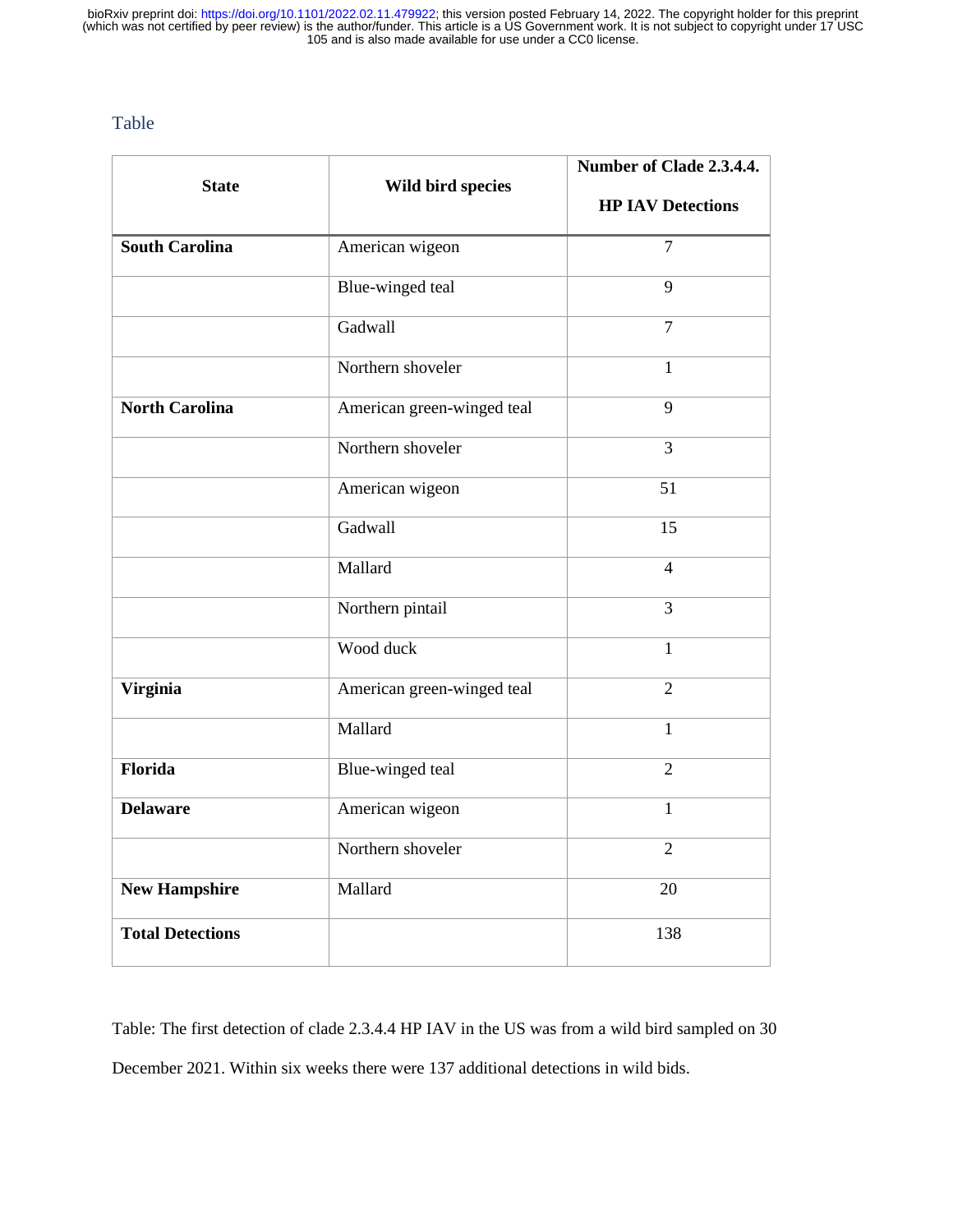## Table

| State | Wild bird species | Number of Clade 2.3.4.4. HP IAV Detections |
|---|---|---|
| **South Carolina** | American wigeon | 7 |
| | Blue-winged teal | 9 |
| | Gadwall | 7 |
| | Northern shoveler | 1 |
| **North Carolina** | American green-winged teal | 9 |
| | Northern shoveler | 3 |
| | American wigeon | 51 |
| | Gadwall | 15 |
| | Mallard | 4 |
| | Northern pintail | 3 |
| | Wood duck | 1 |
| **Virginia** | American green-winged teal | 2 |
| | Mallard | 1 |
| **Florida** | Blue-winged teal | 2 |
| **Delaware** | American wigeon | 1 |
| | Northern shoveler | 2 |
| **New Hampshire** | Mallard | 20 |
| **Total Detections** | | 138 |

Table: The first detection of clade 2.3.4.4 HP IAV in the US was from a wild bird sampled on 30 December 2021. Within six weeks there were 137 additional detections in wild bids.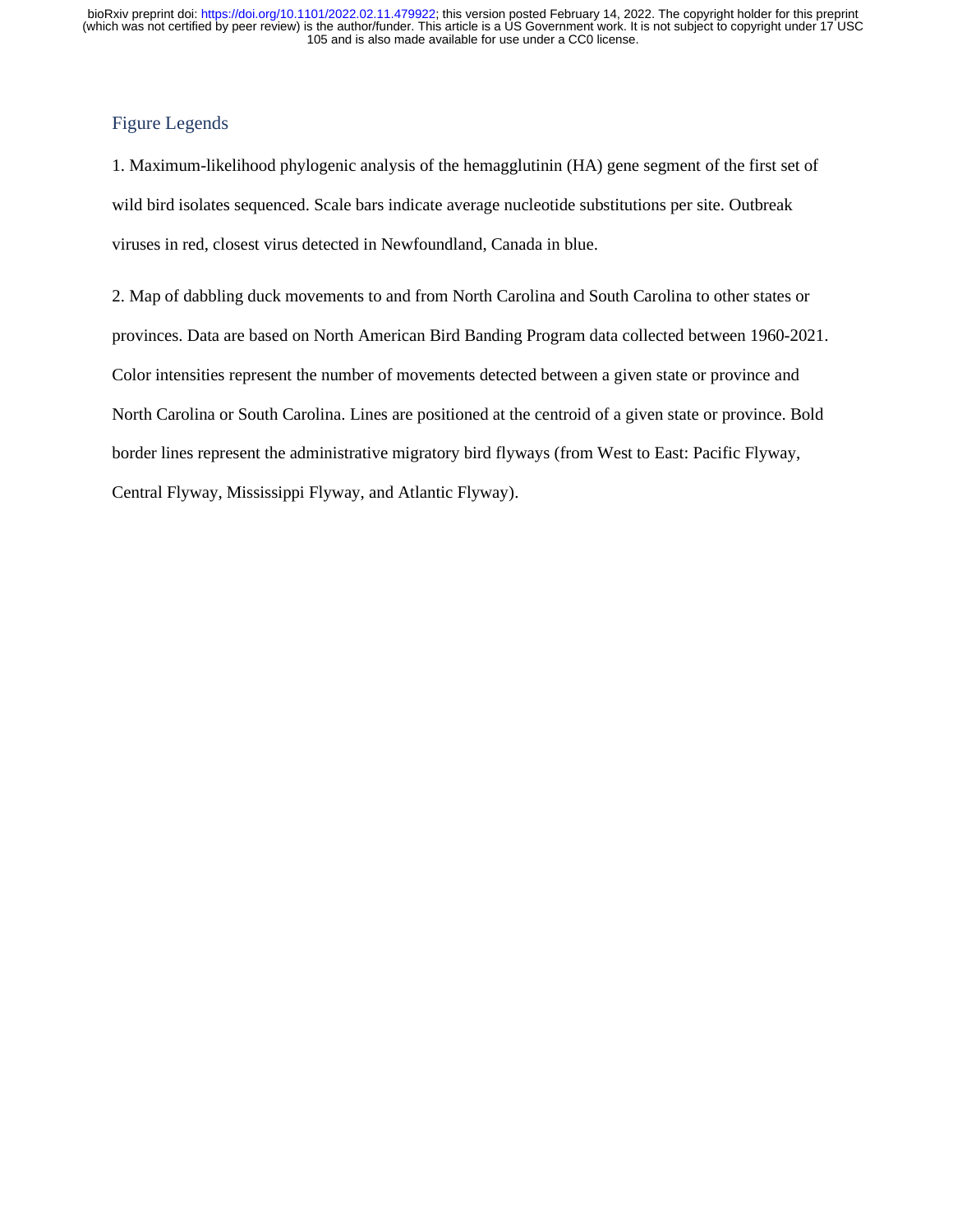## Figure Legends

1. Maximum-likelihood phylogenic analysis of the hemagglutinin (HA) gene segment of the first set of wild bird isolates sequenced. Scale bars indicate average nucleotide substitutions per site. Outbreak viruses in red, closest virus detected in Newfoundland, Canada in blue.

2. Map of dabbling duck movements to and from North Carolina and South Carolina to other states or provinces. Data are based on North American Bird Banding Program data collected between 1960-2021. Color intensities represent the number of movements detected between a given state or province and North Carolina or South Carolina. Lines are positioned at the centroid of a given state or province. Bold border lines represent the administrative migratory bird flyways (from West to East: Pacific Flyway, Central Flyway, Mississippi Flyway, and Atlantic Flyway).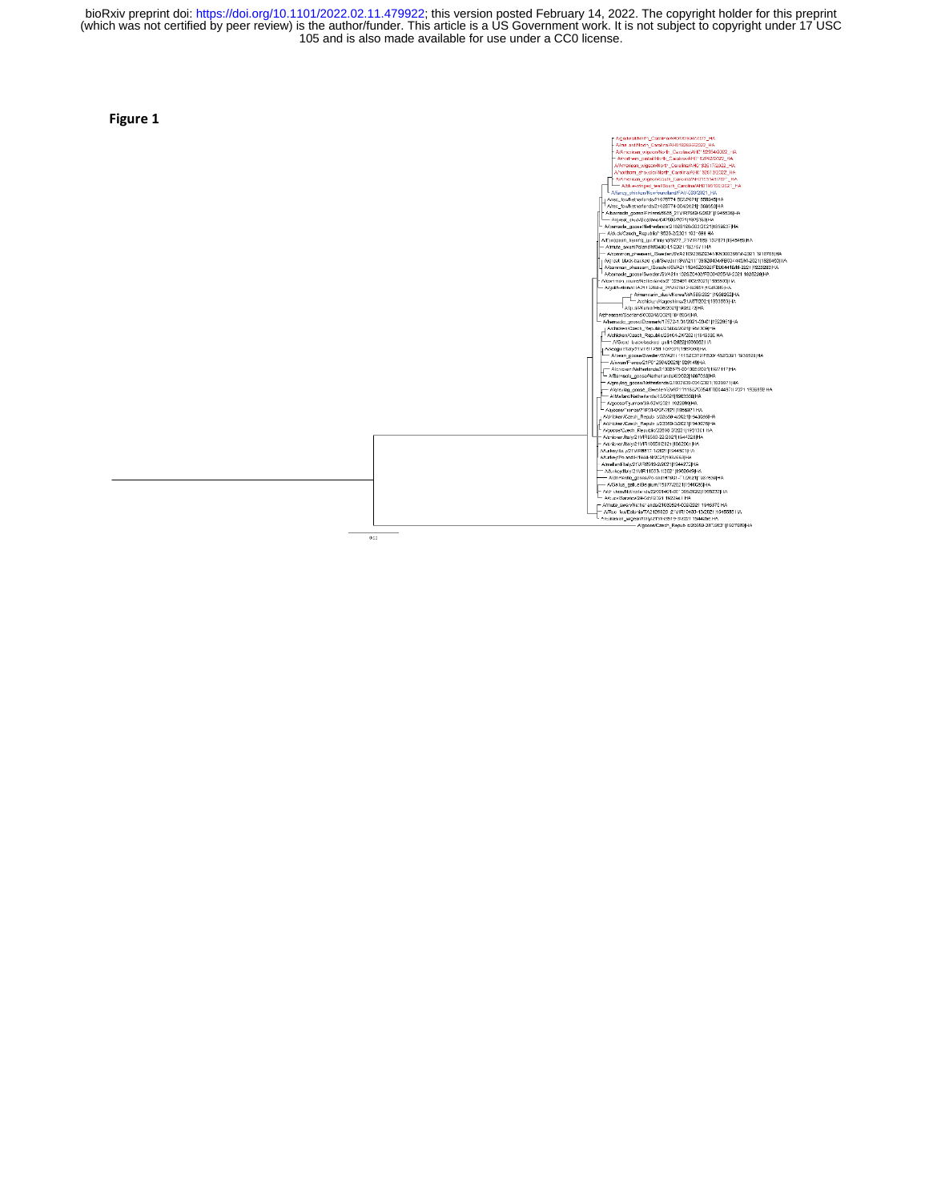bioRxiv preprint doi: https://doi.org/10.1101/2022.02.11.479922; this version posted February 14, 2022. The copyright holder for this preprint (which was not certified by peer review) is the author/funder. This article is a US Government work. It is not subject to copyright under 17 USC 105 and is also made available for use under a CC0 license.

**Figure 1**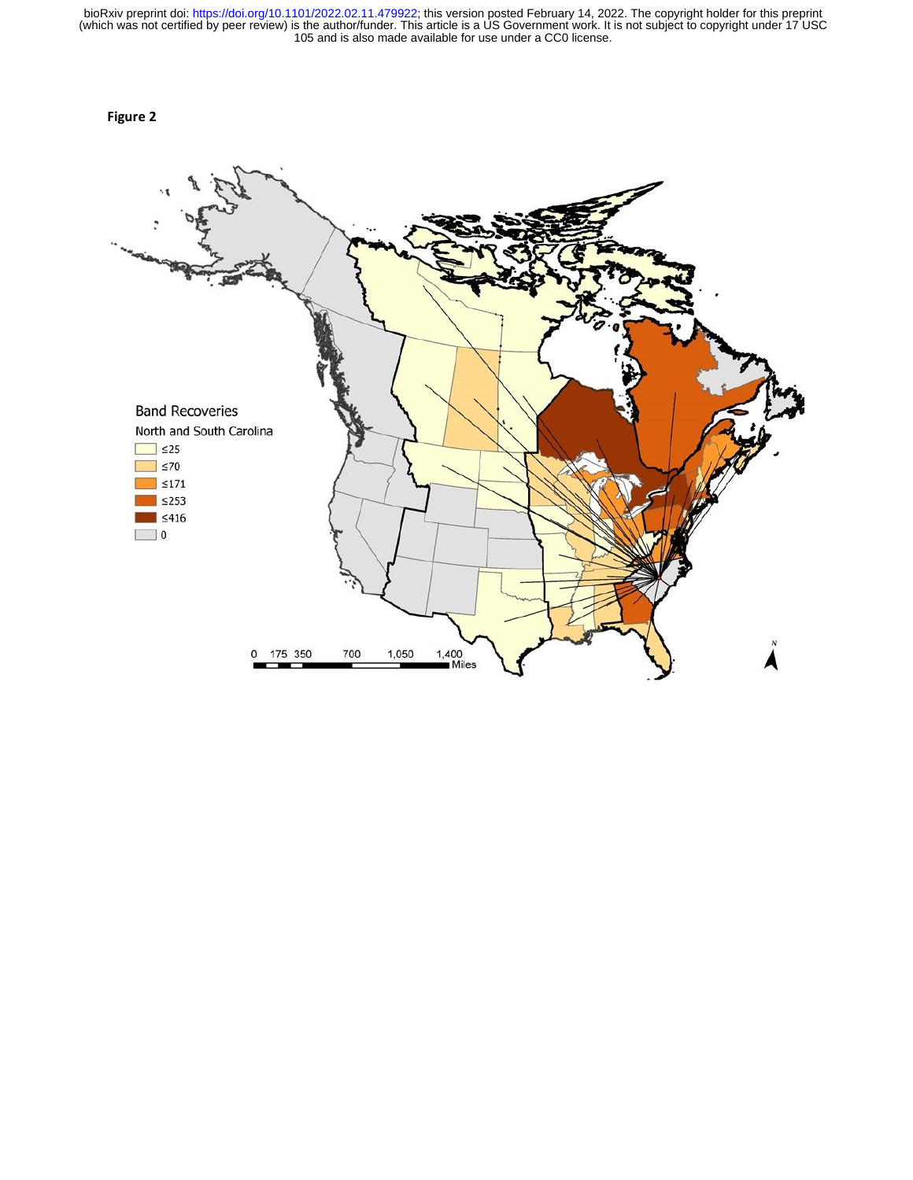**Figure 2**

Band Recoveries

North and South Carolina

≤25

≤70

≤171

≤253

≤416

0

0 175 350 700 1,050 1,400 Miles

N